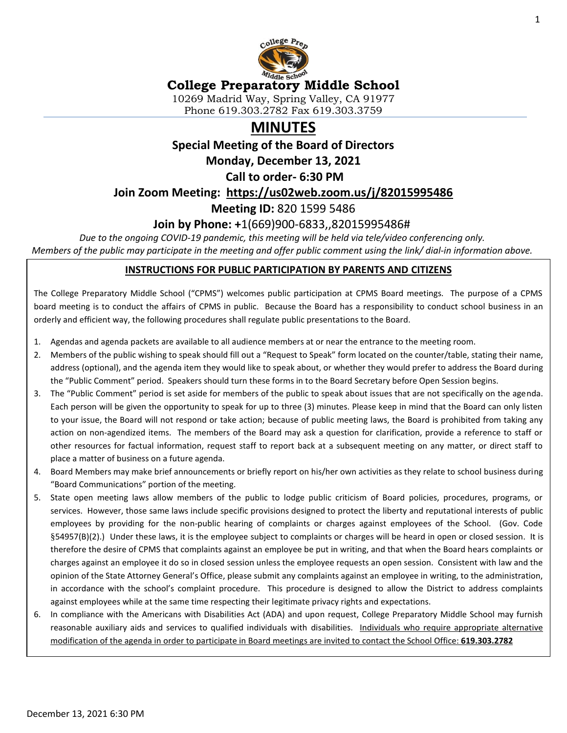**College Preparatory Middle School**

10269 Madrid Way, Spring Valley, CA 91977
Phone 619.303.2782 Fax 619.303.3759

# MINUTES

## Special Meeting of the Board of Directors

**Monday, December 13, 2021**

**Call to order- 6:30 PM**

**Join Zoom Meeting: https://us02web.zoom.us/j/82015995486**

**Meeting ID:** 820 1599 5486

**Join by Phone: +**1(669)900-6833,,82015995486#

*Due to the ongoing COVID-19 pandemic, this meeting will be held via tele/video conferencing only. Members of the public may participate in the meeting and offer public comment using the link/ dial-in information above.*

### INSTRUCTIONS FOR PUBLIC PARTICIPATION BY PARENTS AND CITIZENS

The College Preparatory Middle School ("CPMS") welcomes public participation at CPMS Board meetings. The purpose of a CPMS board meeting is to conduct the affairs of CPMS in public. Because the Board has a responsibility to conduct school business in an orderly and efficient way, the following procedures shall regulate public presentations to the Board.

1. Agendas and agenda packets are available to all audience members at or near the entrance to the meeting room.
2. Members of the public wishing to speak should fill out a "Request to Speak" form located on the counter/table, stating their name, address (optional), and the agenda item they would like to speak about, or whether they would prefer to address the Board during the "Public Comment" period. Speakers should turn these forms in to the Board Secretary before Open Session begins.
3. The "Public Comment" period is set aside for members of the public to speak about issues that are not specifically on the agenda. Each person will be given the opportunity to speak for up to three (3) minutes. Please keep in mind that the Board can only listen to your issue, the Board will not respond or take action; because of public meeting laws, the Board is prohibited from taking any action on non-agendized items. The members of the Board may ask a question for clarification, provide a reference to staff or other resources for factual information, request staff to report back at a subsequent meeting on any matter, or direct staff to place a matter of business on a future agenda.
4. Board Members may make brief announcements or briefly report on his/her own activities as they relate to school business during "Board Communications" portion of the meeting.
5. State open meeting laws allow members of the public to lodge public criticism of Board policies, procedures, programs, or services. However, those same laws include specific provisions designed to protect the liberty and reputational interests of public employees by providing for the non-public hearing of complaints or charges against employees of the School. (Gov. Code §54957(B)(2).) Under these laws, it is the employee subject to complaints or charges will be heard in open or closed session. It is therefore the desire of CPMS that complaints against an employee be put in writing, and that when the Board hears complaints or charges against an employee it do so in closed session unless the employee requests an open session. Consistent with law and the opinion of the State Attorney General's Office, please submit any complaints against an employee in writing, to the administration, in accordance with the school's complaint procedure. This procedure is designed to allow the District to address complaints against employees while at the same time respecting their legitimate privacy rights and expectations.
6. In compliance with the Americans with Disabilities Act (ADA) and upon request, College Preparatory Middle School may furnish reasonable auxiliary aids and services to qualified individuals with disabilities. Individuals who require appropriate alternative modification of the agenda in order to participate in Board meetings are invited to contact the School Office: **619.303.2782**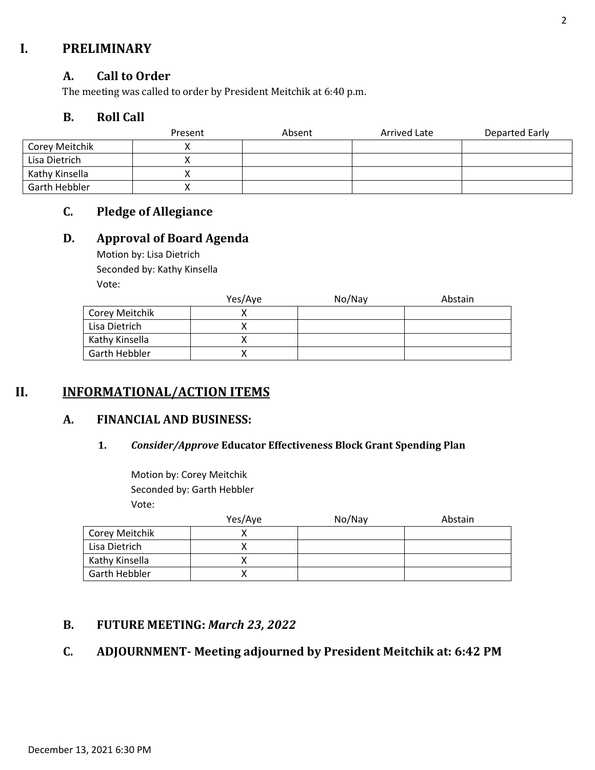# I. PRELIMINARY

## A. Call to Order

The meeting was called to order by President Meitchik at 6:40 p.m.

## B. Roll Call

| | Present | Absent | Arrived Late | Departed Early |
|---|---|---|---|---|
| Corey Meitchik | X | | | |
| Lisa Dietrich | X | | | |
| Kathy Kinsella | X | | | |
| Garth Hebbler | X | | | |

## C. Pledge of Allegiance

## D. Approval of Board Agenda

Motion by: Lisa Dietrich
Seconded by: Kathy Kinsella
Vote:

| | Yes/Aye | No/Nay | Abstain |
|---|---|---|---|
| Corey Meitchik | X | | |
| Lisa Dietrich | X | | |
| Kathy Kinsella | X | | |
| Garth Hebbler | X | | |

# II. INFORMATIONAL/ACTION ITEMS

## A. FINANCIAL AND BUSINESS:

### 1. *Consider/Approve* Educator Effectiveness Block Grant Spending Plan

Motion by: Corey Meitchik
Seconded by: Garth Hebbler
Vote:

| | Yes/Aye | No/Nay | Abstain |
|---|---|---|---|
| Corey Meitchik | X | | |
| Lisa Dietrich | X | | |
| Kathy Kinsella | X | | |
| Garth Hebbler | X | | |

## B. FUTURE MEETING: *March 23, 2022*

## C. ADJOURNMENT- Meeting adjourned by President Meitchik at: 6:42 PM

December 13, 2021 6:30 PM